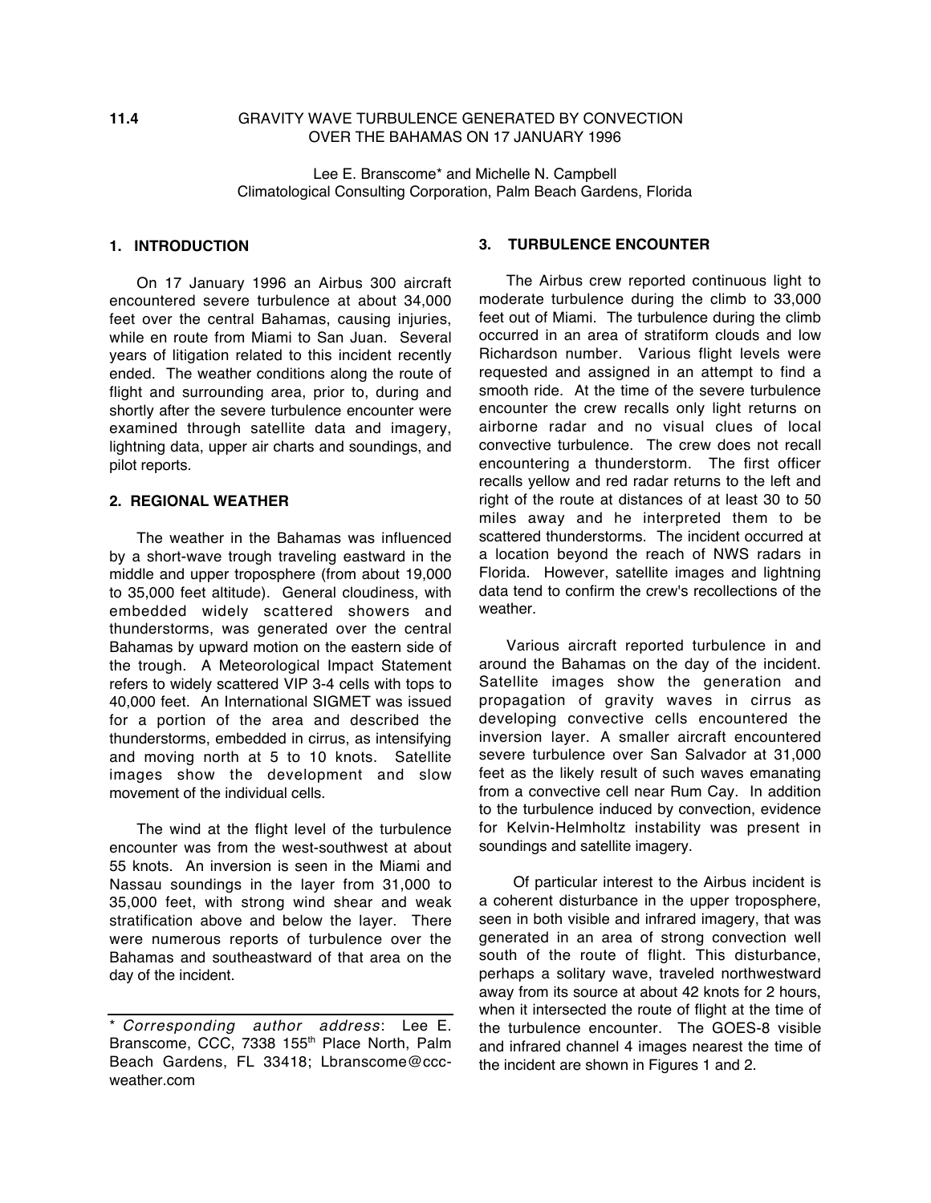# 11.4 GRAVITY WAVE TURBULENCE GENERATED BY CONVECTION OVER THE BAHAMAS ON 17 JANUARY 1996

Lee E. Branscome* and Michelle N. Campbell
Climatological Consulting Corporation, Palm Beach Gardens, Florida

## 1. INTRODUCTION

On 17 January 1996 an Airbus 300 aircraft encountered severe turbulence at about 34,000 feet over the central Bahamas, causing injuries, while en route from Miami to San Juan. Several years of litigation related to this incident recently ended. The weather conditions along the route of flight and surrounding area, prior to, during and shortly after the severe turbulence encounter were examined through satellite data and imagery, lightning data, upper air charts and soundings, and pilot reports.

## 2. REGIONAL WEATHER

The weather in the Bahamas was influenced by a short-wave trough traveling eastward in the middle and upper troposphere (from about 19,000 to 35,000 feet altitude). General cloudiness, with embedded widely scattered showers and thunderstorms, was generated over the central Bahamas by upward motion on the eastern side of the trough. A Meteorological Impact Statement refers to widely scattered VIP 3-4 cells with tops to 40,000 feet. An International SIGMET was issued for a portion of the area and described the thunderstorms, embedded in cirrus, as intensifying and moving north at 5 to 10 knots. Satellite images show the development and slow movement of the individual cells.

The wind at the flight level of the turbulence encounter was from the west-southwest at about 55 knots. An inversion is seen in the Miami and Nassau soundings in the layer from 31,000 to 35,000 feet, with strong wind shear and weak stratification above and below the layer. There were numerous reports of turbulence over the Bahamas and southeastward of that area on the day of the incident.

## 3. TURBULENCE ENCOUNTER

The Airbus crew reported continuous light to moderate turbulence during the climb to 33,000 feet out of Miami. The turbulence during the climb occurred in an area of stratiform clouds and low Richardson number. Various flight levels were requested and assigned in an attempt to find a smooth ride. At the time of the severe turbulence encounter the crew recalls only light returns on airborne radar and no visual clues of local convective turbulence. The crew does not recall encountering a thunderstorm. The first officer recalls yellow and red radar returns to the left and right of the route at distances of at least 30 to 50 miles away and he interpreted them to be scattered thunderstorms. The incident occurred at a location beyond the reach of NWS radars in Florida. However, satellite images and lightning data tend to confirm the crew's recollections of the weather.

Various aircraft reported turbulence in and around the Bahamas on the day of the incident. Satellite images show the generation and propagation of gravity waves in cirrus as developing convective cells encountered the inversion layer. A smaller aircraft encountered severe turbulence over San Salvador at 31,000 feet as the likely result of such waves emanating from a convective cell near Rum Cay. In addition to the turbulence induced by convection, evidence for Kelvin-Helmholtz instability was present in soundings and satellite imagery.

Of particular interest to the Airbus incident is a coherent disturbance in the upper troposphere, seen in both visible and infrared imagery, that was generated in an area of strong convection well south of the route of flight. This disturbance, perhaps a solitary wave, traveled northwestward away from its source at about 42 knots for 2 hours, when it intersected the route of flight at the time of the turbulence encounter. The GOES-8 visible and infrared channel 4 images nearest the time of the incident are shown in Figures 1 and 2.

---

* *Corresponding author address*: Lee E. Branscome, CCC, 7338 155th Place North, Palm Beach Gardens, FL 33418; Lbranscome@ccc-weather.com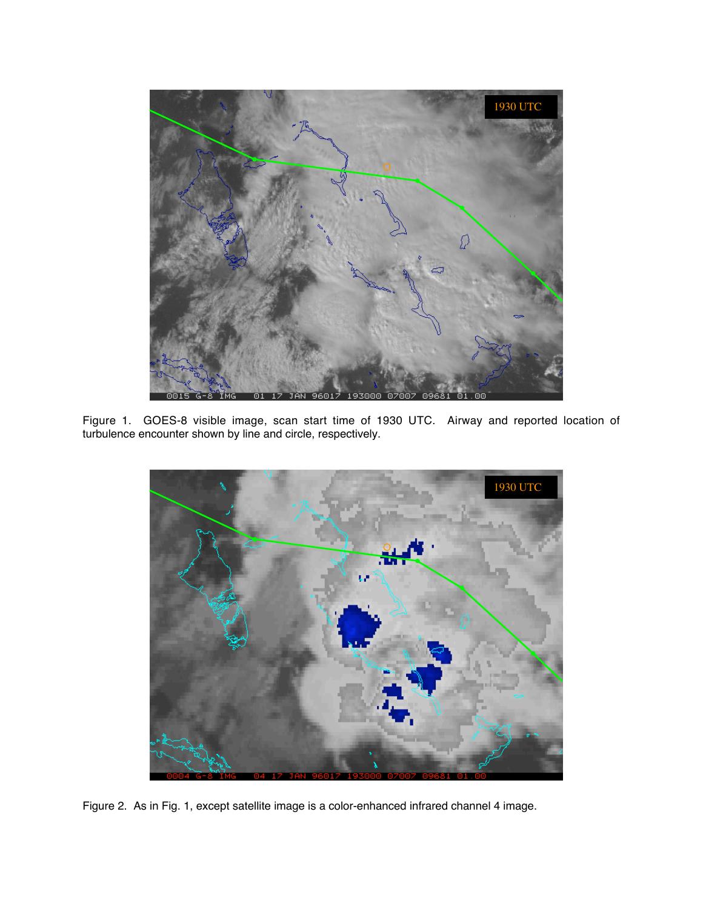Figure 1. GOES-8 visible image, scan start time of 1930 UTC. Airway and reported location of turbulence encounter shown by line and circle, respectively.

Figure 2. As in Fig. 1, except satellite image is a color-enhanced infrared channel 4 image.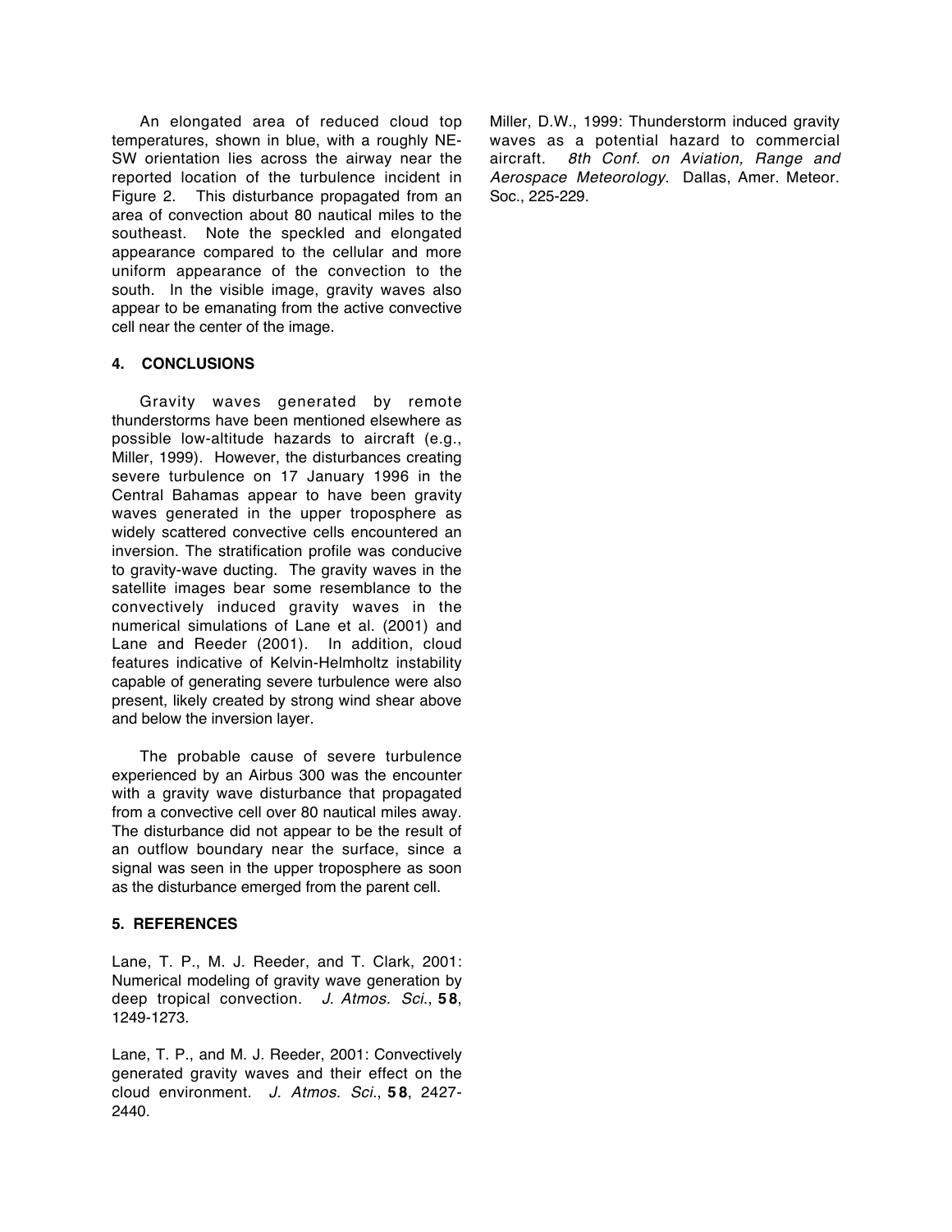An elongated area of reduced cloud top temperatures, shown in blue, with a roughly NE-SW orientation lies across the airway near the reported location of the turbulence incident in Figure 2. This disturbance propagated from an area of convection about 80 nautical miles to the southeast. Note the speckled and elongated appearance compared to the cellular and more uniform appearance of the convection to the south. In the visible image, gravity waves also appear to be emanating from the active convective cell near the center of the image.

## 4. CONCLUSIONS

Gravity waves generated by remote thunderstorms have been mentioned elsewhere as possible low-altitude hazards to aircraft (e.g., Miller, 1999). However, the disturbances creating severe turbulence on 17 January 1996 in the Central Bahamas appear to have been gravity waves generated in the upper troposphere as widely scattered convective cells encountered an inversion. The stratification profile was conducive to gravity-wave ducting. The gravity waves in the satellite images bear some resemblance to the convectively induced gravity waves in the numerical simulations of Lane et al. (2001) and Lane and Reeder (2001). In addition, cloud features indicative of Kelvin-Helmholtz instability capable of generating severe turbulence were also present, likely created by strong wind shear above and below the inversion layer.

The probable cause of severe turbulence experienced by an Airbus 300 was the encounter with a gravity wave disturbance that propagated from a convective cell over 80 nautical miles away. The disturbance did not appear to be the result of an outflow boundary near the surface, since a signal was seen in the upper troposphere as soon as the disturbance emerged from the parent cell.

## 5. REFERENCES

Lane, T. P., M. J. Reeder, and T. Clark, 2001: Numerical modeling of gravity wave generation by deep tropical convection. *J. Atmos. Sci.*, **58**, 1249-1273.

Lane, T. P., and M. J. Reeder, 2001: Convectively generated gravity waves and their effect on the cloud environment. *J. Atmos. Sci.*, **58**, 2427-2440.

Miller, D.W., 1999: Thunderstorm induced gravity waves as a potential hazard to commercial aircraft. *8th Conf. on Aviation, Range and Aerospace Meteorology*. Dallas, Amer. Meteor. Soc., 225-229.